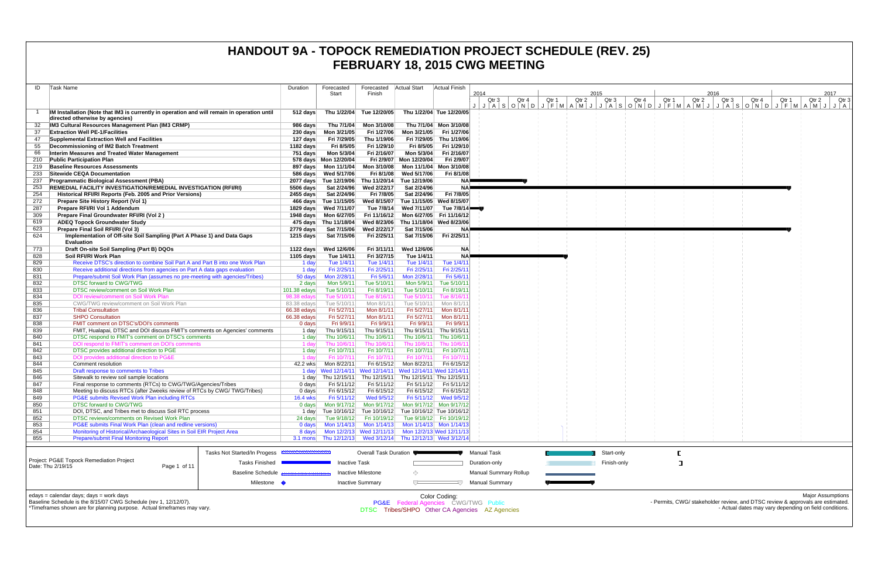# HANDOUT 9A - TOPOCK REMEDIATION PROJECT SCHEDULE (REV. 25)
# FEBRUARY 18, 2015 CWG MEETING

| ID | Task Name | Duration | Forecasted Start | Forecasted Finish | Actual Start | Actual Finish |
|---|---|---|---|---|---|---|
| 1 | **IM Installation (Note that IM3 is currently in operation and will remain in operation until directed otherwise by agencies)** | 512 days | Thu 1/22/04 | Tue 12/20/05 | Thu 1/22/04 | Tue 12/20/05 |
| 32 | **IM3 Cultural Resources Management Plan (IM3 CRMP)** | 986 days | Thu 7/1/04 | Mon 3/10/08 | Thu 7/1/04 | Mon 3/10/08 |
| 37 | **Extraction Well PE-1/Facilities** | 230 days | Mon 3/21/05 | Fri 1/27/06 | Mon 3/21/05 | Fri 1/27/06 |
| 47 | **Supplemental Extraction Well and Facilities** | 127 days | Fri 7/29/05 | Thu 1/19/06 | Fri 7/29/05 | Thu 1/19/06 |
| 55 | **Decommissioning of IM2 Batch Treatment** | 1182 days | Fri 8/5/05 | Fri 1/29/10 | Fri 8/5/05 | Fri 1/29/10 |
| 66 | **Interim Measures and Treated Water Management** | 751 days | Mon 5/3/04 | Fri 2/16/07 | Mon 5/3/04 | Fri 2/16/07 |
| 210 | **Public Participation Plan** | 578 days | Mon 12/20/04 | Fri 2/9/07 | Mon 12/20/04 | Fri 2/9/07 |
| 219 | **Baseline Resources Assessments** | 897 days | Mon 11/1/04 | Mon 3/10/08 | Mon 11/1/04 | Mon 3/10/08 |
| 233 | **Sitewide CEQA Documentation** | 586 days | Wed 5/17/06 | Fri 8/1/08 | Wed 5/17/06 | Fri 8/1/08 |
| 237 | **Programmatic Biological Assessment (PBA)** | 2077 days | Tue 12/19/06 | Thu 11/20/14 | Tue 12/19/06 | NA |
| 253 | **REMEDIAL FACILITY INVESTIGATION/REMEDIAL INVESTIGATION (RFI/RI)** | 5506 days | Sat 2/24/96 | Wed 2/22/17 | Sat 2/24/96 | NA |
| 254 | **Historical RFI/RI Reports (Feb. 2005 and Prior Versions)** | 2455 days | Sat 2/24/96 | Fri 7/8/05 | Sat 2/24/96 | Fri 7/8/05 |
| 272 | **Prepare Site History Report (Vol 1)** | 466 days | Tue 11/15/05 | Wed 8/15/07 | Tue 11/15/05 | Wed 8/15/07 |
| 287 | **Prepare RFI/RI Vol 1 Addendum** | 1829 days | Wed 7/11/07 | Tue 7/8/14 | Wed 7/11/07 | Tue 7/8/14 |
| 309 | **Prepare Final Groundwater RFI/RI (Vol 2 )** | 1948 days | Mon 6/27/05 | Fri 11/16/12 | Mon 6/27/05 | Fri 11/16/12 |
| 619 | **ADEQ Topock Groundwater Study** | 475 days | Thu 11/18/04 | Wed 8/23/06 | Thu 11/18/04 | Wed 8/23/06 |
| 623 | **Prepare Final Soil RFI/RI (Vol 3)** | 2779 days | Sat 7/15/06 | Wed 2/22/17 | Sat 7/15/06 | NA |
| 624 | **Implementation of Off-site Soil Sampling (Part A Phase 1) and Data Gaps Evaluation** | 1215 days | Sat 7/15/06 | Fri 2/25/11 | Sat 7/15/06 | Fri 2/25/11 |
| 773 | **Draft On-site Soil Sampling (Part B) DQOs** | 1122 days | Wed 12/6/06 | Fri 3/11/11 | Wed 12/6/06 | NA |
| 828 | **Soil RFI/RI Work Plan** | 1105 days | Tue 1/4/11 | Fri 3/27/15 | Tue 1/4/11 | NA |
| 829 | Receive DTSC's direction to combine Soil Part A and Part B into one Work Plan | 1 day | Tue 1/4/11 | Tue 1/4/11 | Tue 1/4/11 | Tue 1/4/11 |
| 830 | Receive additional directions from agencies on Part A data gaps evaluation | 1 day | Fri 2/25/11 | Fri 2/25/11 | Fri 2/25/11 | Fri 2/25/11 |
| 831 | Prepare/submit Soil Work Plan (assumes no pre-meeting with agencies/Tribes) | 50 days | Mon 2/28/11 | Fri 5/6/11 | Mon 2/28/11 | Fri 5/6/11 |
| 832 | DTSC forward to CWG/TWG | 2 days | Mon 5/9/11 | Tue 5/10/11 | Mon 5/9/11 | Tue 5/10/11 |
| 833 | DTSC review/comment on Soil Work Plan | 101.38 edays | Tue 5/10/11 | Fri 8/19/11 | Tue 5/10/11 | Fri 8/19/11 |
| 834 | DOI review/comment on Soil Work Plan | 98.38 edays | Tue 5/10/11 | Tue 8/16/11 | Tue 5/10/11 | Tue 8/16/11 |
| 835 | CWG/TWG review/comment on Soil Work Plan | 83.38 edays | Tue 5/10/11 | Mon 8/1/11 | Tue 5/10/11 | Mon 8/1/11 |
| 836 | Tribal Consultation | 66.38 edays | Fri 5/27/11 | Mon 8/1/11 | Fri 5/27/11 | Mon 8/1/11 |
| 837 | SHPO Consultation | 66.38 edays | Fri 5/27/11 | Mon 8/1/11 | Fri 5/27/11 | Mon 8/1/11 |
| 838 | FMIT comment on DTSC's/DOI's comments | 0 days | Fri 9/9/11 | Fri 9/9/11 | Fri 9/9/11 | Fri 9/9/11 |
| 839 | FMIT, Hualapai, DTSC and DOI discuss FMIT's comments on Agencies' comments | 1 day | Thu 9/15/11 | Thu 9/15/11 | Thu 9/15/11 | Thu 9/15/11 |
| 840 | DTSC respond to FMIT's comment on DTSC's comments | 1 day | Thu 10/6/11 | Thu 10/6/11 | Thu 10/6/11 | Thu 10/6/11 |
| 841 | DOI respond to FMIT's comment on DOI's comments | 1 day | Thu 10/6/11 | Thu 10/6/11 | Thu 10/6/11 | Thu 10/6/11 |
| 842 | DTSC provides additional direction to PGE | 1 day | Fri 10/7/11 | Fri 10/7/11 | Fri 10/7/11 | Fri 10/7/11 |
| 843 | DOI provides additional direction to PG&E | 1 day | Fri 10/7/11 | Fri 10/7/11 | Fri 10/7/11 | Fri 10/7/11 |
| 844 | Comment resolution | 42.2 wks | Mon 8/22/11 | Fri 6/15/12 | Mon 8/22/11 | Fri 6/15/12 |
| 845 | Draft response to comments to Tribes | 1 day | Wed 12/14/11 | Wed 12/14/11 | Wed 12/14/11 | Wed 12/14/11 |
| 846 | Sitewalk to review soil sample locations | 1 day | Thu 12/15/11 | Thu 12/15/11 | Thu 12/15/11 | Thu 12/15/11 |
| 847 | Final response to comments (RTCs) to CWG/TWG/Agencies/Tribes | 0 days | Fri 5/11/12 | Fri 5/11/12 | Fri 5/11/12 | Fri 5/11/12 |
| 848 | Meeting to discuss RTCs (after 2weeks review of RTCs by CWG/ TWG/Tribes) | 0 days | Fri 6/15/12 | Fri 6/15/12 | Fri 6/15/12 | Fri 6/15/12 |
| 849 | PG&E submits Revised Work Plan including RTCs | 16.4 wks | Fri 5/11/12 | Wed 9/5/12 | Fri 5/11/12 | Wed 9/5/12 |
| 850 | DTSC forward to CWG/TWG | 0 days | Mon 9/17/12 | Mon 9/17/12 | Mon 9/17/12 | Mon 9/17/12 |
| 851 | DOI, DTSC, and Tribes met to discuss Soil RTC process | 1 day | Tue 10/16/12 | Tue 10/16/12 | Tue 10/16/12 | Tue 10/16/12 |
| 852 | DTSC reviews/comments on Revised Work Plan | 24 days | Tue 9/18/12 | Fri 10/19/12 | Tue 9/18/12 | Fri 10/19/12 |
| 853 | PG&E submits Final Work Plan (clean and redline versions) | 0 days | Mon 1/14/13 | Mon 1/14/13 | Mon 1/14/13 | Mon 1/14/13 |
| 854 | Monitoring of Historical/Archaeological Sites in Soil EIR Project Area | 8 days | Mon 12/2/13 | Wed 12/11/13 | Mon 12/2/13 | Wed 12/11/13 |
| 855 | Prepare/submit Final Monitoring Report | 3.1 mons | Thu 12/12/13 | Wed 3/12/14 | Thu 12/12/13 | Wed 3/12/14 |

Project: PG&E Topock Remediation Project
Date: Thu 2/19/15

Legend: Tasks Not Started/In Progess; Tasks Finished; Baseline Schedule; Milestone; Overall Task Duration; Inactive Task; Inactive Milestone; Inactive Summary; Manual Task; Duration-only; Manual Summary Rollup; Manual Summary; Start-only; Finish-only

edays = calendar days; days = work days
Baseline Schedule is the 8/15/07 CWG Schedule (rev 1, 12/12/07).
*Timeframes shown are for planning purpose. Actual timeframes may vary.

Color Coding:
PG&E Federal Agencies CWG/TWG Public
DTSC Tribes/SHPO Other CA Agencies AZ Agencies

Major Assumptions
- Permits, CWG/ stakeholder review, and DTSC review & approvals are estimated.
- Actual dates may vary depending on field conditions.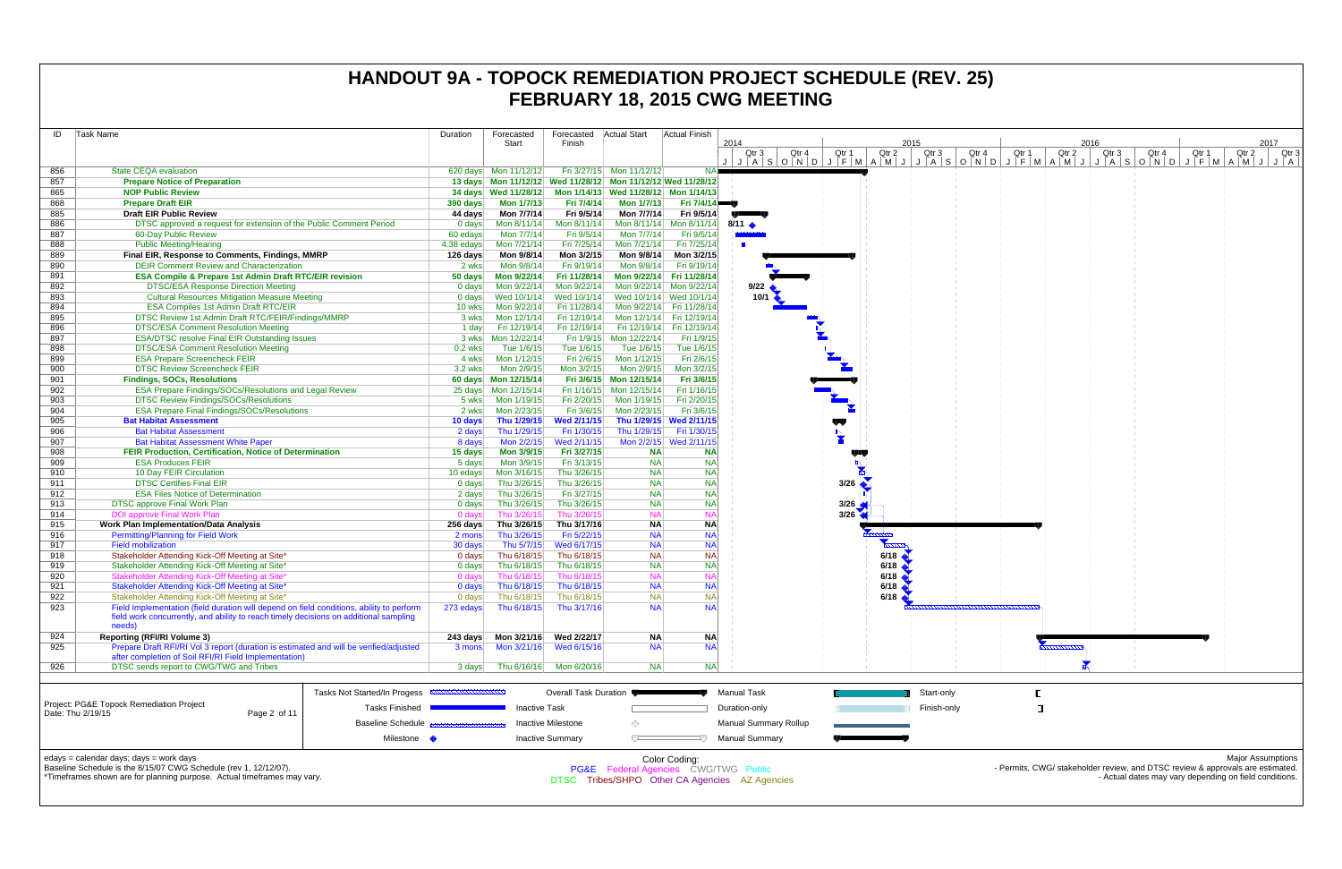# HANDOUT 9A - TOPOCK REMEDIATION PROJECT SCHEDULE (REV. 25)
# FEBRUARY 18, 2015 CWG MEETING

| ID | Task Name | Duration | Forecasted Start | Forecasted Finish | Actual Start | Actual Finish |
|---|---|---|---|---|---|---|
| 856 | State CEQA evaluation | 620 days | Mon 11/12/12 | Fri 3/27/15 | Mon 11/12/12 | NA |
| 857 | **Prepare Notice of Preparation** | **13 days** | **Mon 11/12/12** | **Wed 11/28/12** | **Mon 11/12/12** | **Wed 11/28/12** |
| 865 | **NOP Public Review** | **34 days** | **Wed 11/28/12** | **Mon 1/14/13** | **Wed 11/28/12** | **Mon 1/14/13** |
| 868 | **Prepare Draft EIR** | **390 days** | **Mon 1/7/13** | **Fri 7/4/14** | **Mon 1/7/13** | **Fri 7/4/14** |
| 885 | **Draft EIR Public Review** | **44 days** | **Mon 7/7/14** | **Fri 9/5/14** | **Mon 7/7/14** | **Fri 9/5/14** |
| 886 | DTSC approved a request for extension of the Public Comment Period | 0 days | Mon 8/11/14 | Mon 8/11/14 | Mon 8/11/14 | Mon 8/11/14 |
| 887 | 60-Day Public Review | 60 edays | Mon 7/7/14 | Fri 9/5/14 | Mon 7/7/14 | Fri 9/5/14 |
| 888 | Public Meeting/Hearing | 4.38 edays | Mon 7/21/14 | Fri 7/25/14 | Mon 7/21/14 | Fri 7/25/14 |
| 889 | **Final EIR, Response to Comments, Findings, MMRP** | **126 days** | **Mon 9/8/14** | **Mon 3/2/15** | **Mon 9/8/14** | **Mon 3/2/15** |
| 890 | DEIR Comment Review and Characterization | 2 wks | Mon 9/8/14 | Fri 9/19/14 | Mon 9/8/14 | Fri 9/19/14 |
| 891 | **ESA Compile & Prepare 1st Admin Draft RTC/EIR revision** | **50 days** | **Mon 9/22/14** | **Fri 11/28/14** | **Mon 9/22/14** | **Fri 11/28/14** |
| 892 | DTSC/ESA Response Direction Meeting | 0 days | Mon 9/22/14 | Mon 9/22/14 | Mon 9/22/14 | Mon 9/22/14 |
| 893 | Cultural Resources Mitigation Measure Meeting | 0 days | Wed 10/1/14 | Wed 10/1/14 | Wed 10/1/14 | Wed 10/1/14 |
| 894 | ESA Compiles 1st Admin Draft RTC/EIR | 10 wks | Mon 9/22/14 | Fri 11/28/14 | Mon 9/22/14 | Fri 11/28/14 |
| 895 | DTSC Review 1st Admin Draft RTC/FEIR/Findings/MMRP | 3 wks | Mon 12/1/14 | Fri 12/19/14 | Mon 12/1/14 | Fri 12/19/14 |
| 896 | DTSC/ESA Comment Resolution Meeting | 1 day | Fri 12/19/14 | Fri 12/19/14 | Fri 12/19/14 | Fri 12/19/14 |
| 897 | ESA/DTSC resolve Final EIR Outstanding Issues | 3 wks | Mon 12/22/14 | Fri 1/9/15 | Mon 12/22/14 | Fri 1/9/15 |
| 898 | DTSC/ESA Comment Resolution Meeting | 0.2 wks | Tue 1/6/15 | Tue 1/6/15 | Tue 1/6/15 | Tue 1/6/15 |
| 899 | ESA Prepare Screencheck FEIR | 4 wks | Mon 1/12/15 | Fri 2/6/15 | Mon 1/12/15 | Fri 2/6/15 |
| 900 | DTSC Review Screencheck FEIR | 3.2 wks | Mon 2/9/15 | Mon 3/2/15 | Mon 2/9/15 | Mon 3/2/15 |
| 901 | **Findings, SOCs, Resolutions** | **60 days** | **Mon 12/15/14** | **Fri 3/6/15** | **Mon 12/15/14** | **Fri 3/6/15** |
| 902 | ESA Prepare Findings/SOCs/Resolutions and Legal Review | 25 days | Mon 12/15/14 | Fri 1/16/15 | Mon 12/15/14 | Fri 1/16/15 |
| 903 | DTSC Review Findings/SOCs/Resolutions | 5 wks | Mon 1/19/15 | Fri 2/20/15 | Mon 1/19/15 | Fri 2/20/15 |
| 904 | ESA Prepare Final Findings/SOCs/Resolutions | 2 wks | Mon 2/23/15 | Fri 3/6/15 | Mon 2/23/15 | Fri 3/6/15 |
| 905 | **Bat Habitat Assessment** | **10 days** | **Thu 1/29/15** | **Wed 2/11/15** | **Thu 1/29/15** | **Wed 2/11/15** |
| 906 | Bat Habitat Assessment | 2 days | Thu 1/29/15 | Fri 1/30/15 | Thu 1/29/15 | Fri 1/30/15 |
| 907 | Bat Habitat Assessment White Paper | 8 days | Mon 2/2/15 | Wed 2/11/15 | Mon 2/2/15 | Wed 2/11/15 |
| 908 | **FEIR Production, Certification, Notice of Determination** | **15 days** | **Mon 3/9/15** | **Fri 3/27/15** | **NA** | **NA** |
| 909 | ESA Produces FEIR | 5 days | Mon 3/9/15 | Fri 3/13/15 | NA | NA |
| 910 | 10 Day FEIR Circulation | 10 edays | Mon 3/16/15 | Thu 3/26/15 | NA | NA |
| 911 | DTSC Certifies Final EIR | 0 days | Thu 3/26/15 | Thu 3/26/15 | NA | NA |
| 912 | ESA Files Notice of Determination | 2 days | Thu 3/26/15 | Fri 3/27/15 | NA | NA |
| 913 | DTSC approve Final Work Plan | 0 days | Thu 3/26/15 | Thu 3/26/15 | NA | NA |
| 914 | DOI approve Final Work Plan | 0 days | Thu 3/26/15 | Thu 3/26/15 | NA | NA |
| 915 | **Work Plan Implementation/Data Analysis** | **256 days** | **Thu 3/26/15** | **Thu 3/17/16** | **NA** | **NA** |
| 916 | Permitting/Planning for Field Work | 2 mons | Thu 3/26/15 | Fri 5/22/15 | NA | NA |
| 917 | Field mobilization | 30 days | Thu 5/7/15 | Wed 6/17/15 | NA | NA |
| 918 | Stakeholder Attending Kick-Off Meeting at Site* | 0 days | Thu 6/18/15 | Thu 6/18/15 | NA | NA |
| 919 | Stakeholder Attending Kick-Off Meeting at Site* | 0 days | Thu 6/18/15 | Thu 6/18/15 | NA | NA |
| 920 | Stakeholder Attending Kick-Off Meeting at Site* | 0 days | Thu 6/18/15 | Thu 6/18/15 | NA | NA |
| 921 | Stakeholder Attending Kick-Off Meeting at Site* | 0 days | Thu 6/18/15 | Thu 6/18/15 | NA | NA |
| 922 | Stakeholder Attending Kick-Off Meeting at Site* | 0 days | Thu 6/18/15 | Thu 6/18/15 | NA | NA |
| 923 | Field Implementation (field duration will depend on field conditions, ability to perform field work concurrently, and ability to reach timely decisions on additional sampling needs) | 273 edays | Thu 6/18/15 | Thu 3/17/16 | NA | NA |
| 924 | **Reporting (RFI/RI Volume 3)** | **243 days** | **Mon 3/21/16** | **Wed 2/22/17** | **NA** | **NA** |
| 925 | Prepare Draft RFI/RI Vol 3 report (duration is estimated and will be verified/adjusted after completion of Soil RFI/RI Field Implementation) | 3 mons | Mon 3/21/16 | Wed 6/15/16 | NA | NA |
| 926 | DTSC sends report to CWG/TWG and Tribes | 3 days | Thu 6/16/16 | Mon 6/20/16 | NA | NA |

Project: PG&E Topock Remediation Project
Date: Thu 2/19/15

Legend: Tasks Not Started/In Progess; Tasks Finished; Baseline Schedule; Milestone; Overall Task Duration; Inactive Task; Inactive Milestone; Inactive Summary; Manual Task; Duration-only; Manual Summary Rollup; Manual Summary; Start-only; Finish-only

edays = calendar days; days = work days
Baseline Schedule is the 8/15/07 CWG Schedule (rev 1, 12/12/07).
*Timeframes shown are for planning purpose. Actual timeframes may vary.

Color Coding:
PG&E Federal Agencies CWG/TWG Public
DTSC Tribes/SHPO Other CA Agencies AZ Agencies

Major Assumptions
- Permits, CWG/ stakeholder review, and DTSC review & approvals are estimated.
- Actual dates may vary depending on field conditions.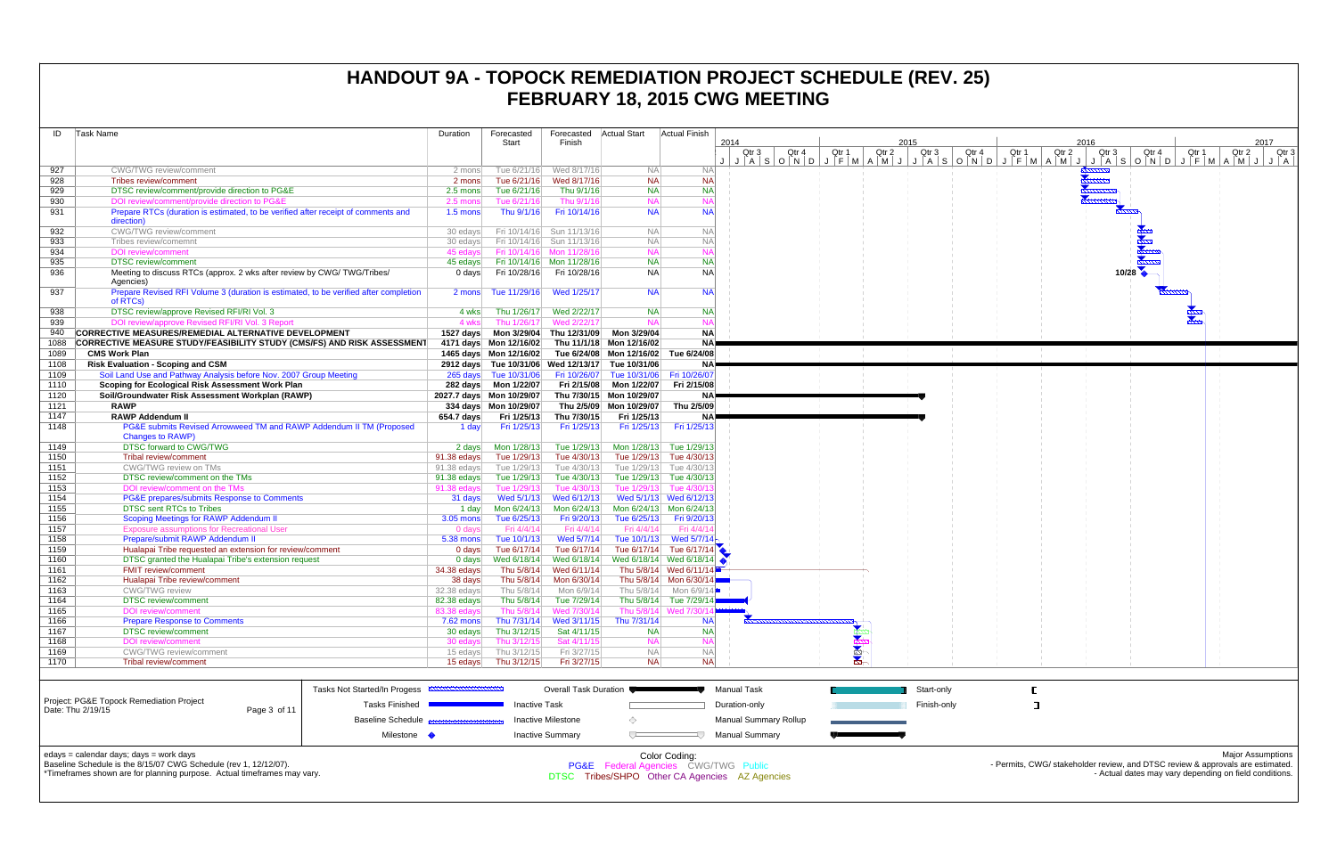# HANDOUT 9A - TOPOCK REMEDIATION PROJECT SCHEDULE (REV. 25)
# FEBRUARY 18, 2015 CWG MEETING

| ID | Task Name | Duration | Forecasted Start | Forecasted Finish | Actual Start | Actual Finish |
|---|---|---|---|---|---|---|
| 927 | CWG/TWG review/comment | 2 mons | Tue 6/21/16 | Wed 8/17/16 | NA | NA |
| 928 | Tribes review/comment | 2 mons | Tue 6/21/16 | Wed 8/17/16 | NA | NA |
| 929 | DTSC review/comment/provide direction to PG&E | 2.5 mons | Tue 6/21/16 | Thu 9/1/16 | NA | NA |
| 930 | DOI review/comment/provide direction to PG&E | 2.5 mons | Tue 6/21/16 | Thu 9/1/16 | NA | NA |
| 931 | Prepare RTCs (duration is estimated, to be verified after receipt of comments and direction) | 1.5 mons | Thu 9/1/16 | Fri 10/14/16 | NA | NA |
| 932 | CWG/TWG review/comment | 30 edays | Fri 10/14/16 | Sun 11/13/16 | NA | NA |
| 933 | Tribes review/comemnt | 30 edays | Fri 10/14/16 | Sun 11/13/16 | NA | NA |
| 934 | DOI review/comment | 45 edays | Fri 10/14/16 | Mon 11/28/16 | NA | NA |
| 935 | DTSC review/comment | 45 edays | Fri 10/14/16 | Mon 11/28/16 | NA | NA |
| 936 | Meeting to discuss RTCs (approx. 2 wks after review by CWG/ TWG/Tribes/ Agencies) | 0 days | Fri 10/28/16 | Fri 10/28/16 | NA | NA |
| 937 | Prepare Revised RFI Volume 3 (duration is estimated, to be verified after completion of RTCs) | 2 mons | Tue 11/29/16 | Wed 1/25/17 | NA | NA |
| 938 | DTSC review/approve Revised RFI/RI Vol. 3 | 4 wks | Thu 1/26/17 | Wed 2/22/17 | NA | NA |
| 939 | DOI review/approve Revised RFI/RI Vol. 3 Report | 4 wks | Thu 1/26/17 | Wed 2/22/17 | NA | NA |
| 940 | **CORRECTIVE MEASURES/REMEDIAL ALTERNATIVE DEVELOPMENT** | **1527 days** | **Mon 3/29/04** | **Thu 12/31/09** | **Mon 3/29/04** | **NA** |
| 1088 | **CORRECTIVE MEASURE STUDY/FEASIBILITY STUDY (CMS/FS) AND RISK ASSESSMENT** | **4171 days** | **Mon 12/16/02** | **Thu 11/1/18** | **Mon 12/16/02** | **NA** |
| 1089 | **CMS Work Plan** | **1465 days** | **Mon 12/16/02** | **Tue 6/24/08** | **Mon 12/16/02** | **Tue 6/24/08** |
| 1108 | **Risk Evaluation - Scoping and CSM** | **2912 days** | **Tue 10/31/06** | **Wed 12/13/17** | **Tue 10/31/06** | **NA** |
| 1109 | Soil Land Use and Pathway Analysis before Nov. 2007 Group Meeting | 265 days | Tue 10/31/06 | Fri 10/26/07 | Tue 10/31/06 | Fri 10/26/07 |
| 1110 | **Scoping for Ecological Risk Assessment Work Plan** | **282 days** | **Mon 1/22/07** | **Fri 2/15/08** | **Mon 1/22/07** | **Fri 2/15/08** |
| 1120 | **Soil/Groundwater Risk Assessment Workplan (RAWP)** | **2027.7 days** | **Mon 10/29/07** | **Thu 7/30/15** | **Mon 10/29/07** | **NA** |
| 1121 | **RAWP** | **334 days** | **Mon 10/29/07** | **Thu 2/5/09** | **Mon 10/29/07** | **Thu 2/5/09** |
| 1147 | **RAWP Addendum II** | **654.7 days** | **Fri 1/25/13** | **Thu 7/30/15** | **Fri 1/25/13** | **NA** |
| 1148 | PG&E submits Revised Arrowweed TM and RAWP Addendum II TM (Proposed Changes to RAWP) | 1 day | Fri 1/25/13 | Fri 1/25/13 | Fri 1/25/13 | Fri 1/25/13 |
| 1149 | DTSC forward to CWG/TWG | 2 days | Mon 1/28/13 | Tue 1/29/13 | Mon 1/28/13 | Tue 1/29/13 |
| 1150 | Tribal review/comment | 91.38 edays | Tue 1/29/13 | Tue 4/30/13 | Tue 1/29/13 | Tue 4/30/13 |
| 1151 | CWG/TWG review on TMs | 91.38 edays | Tue 1/29/13 | Tue 4/30/13 | Tue 1/29/13 | Tue 4/30/13 |
| 1152 | DTSC review/comment on the TMs | 91.38 edays | Tue 1/29/13 | Tue 4/30/13 | Tue 1/29/13 | Tue 4/30/13 |
| 1153 | DOI review/comment on the TMs | 91.38 edays | Tue 1/29/13 | Tue 4/30/13 | Tue 1/29/13 | Tue 4/30/13 |
| 1154 | PG&E prepares/submits Response to Comments | 31 days | Wed 5/1/13 | Wed 6/12/13 | Wed 5/1/13 | Wed 6/12/13 |
| 1155 | DTSC sent RTCs to Tribes | 1 day | Mon 6/24/13 | Mon 6/24/13 | Mon 6/24/13 | Mon 6/24/13 |
| 1156 | Scoping Meetings for RAWP Addendum II | 3.05 mons | Tue 6/25/13 | Fri 9/20/13 | Tue 6/25/13 | Fri 9/20/13 |
| 1157 | Exposure assumptions for Recreational User | 0 days | Fri 4/4/14 | Fri 4/4/14 | Fri 4/4/14 | Fri 4/4/14 |
| 1158 | Prepare/submit RAWP Addendum II | 5.38 mons | Tue 10/1/13 | Wed 5/7/14 | Tue 10/1/13 | Wed 5/7/14 |
| 1159 | Hualapai Tribe requested an extension for review/comment | 0 days | Tue 6/17/14 | Tue 6/17/14 | Tue 6/17/14 | Tue 6/17/14 |
| 1160 | DTSC granted the Hualapai Tribe's extension request | 0 days | Wed 6/18/14 | Wed 6/18/14 | Wed 6/18/14 | Wed 6/18/14 |
| 1161 | FMIT review/comment | 34.38 edays | Thu 5/8/14 | Wed 6/11/14 | Thu 5/8/14 | Wed 6/11/14 |
| 1162 | Hualapai Tribe review/comment | 38 days | Thu 5/8/14 | Mon 6/30/14 | Thu 5/8/14 | Mon 6/30/14 |
| 1163 | CWG/TWG review | 32.38 edays | Thu 5/8/14 | Mon 6/9/14 | Thu 5/8/14 | Mon 6/9/14 |
| 1164 | DTSC review/comment | 82.38 edays | Thu 5/8/14 | Tue 7/29/14 | Thu 5/8/14 | Tue 7/29/14 |
| 1165 | DOI review/comment | 83.38 edays | Thu 5/8/14 | Wed 7/30/14 | Thu 5/8/14 | Wed 7/30/14 |
| 1166 | Prepare Response to Comments | 7.62 mons | Thu 7/31/14 | Wed 3/11/15 | Thu 7/31/14 | NA |
| 1167 | DTSC review/comment | 30 edays | Thu 3/12/15 | Sat 4/11/15 | NA | NA |
| 1168 | DOI review/comment | 30 edays | Thu 3/12/15 | Sat 4/11/15 | NA | NA |
| 1169 | CWG/TWG review/comment | 15 edays | Thu 3/12/15 | Fri 3/27/15 | NA | NA |
| 1170 | Tribal review/comment | 15 edays | Thu 3/12/15 | Fri 3/27/15 | NA | NA |

Project: PG&E Topock Remediation Project
Date: Thu 2/19/15

Legend: Tasks Not Started/In Progess; Tasks Finished; Baseline Schedule; Milestone; Overall Task Duration; Inactive Task; Inactive Milestone; Inactive Summary; Manual Task; Duration-only; Manual Summary Rollup; Manual Summary; Start-only; Finish-only

edays = calendar days; days = work days
Baseline Schedule is the 8/15/07 CWG Schedule (rev 1, 12/12/07).
*Timeframes shown are for planning purpose. Actual timeframes may vary.

Color Coding:
PG&E Federal Agencies CWG/TWG Public
DTSC Tribes/SHPO Other CA Agencies AZ Agencies

Major Assumptions
- Permits, CWG/ stakeholder review, and DTSC review & approvals are estimated.
- Actual dates may vary depending on field conditions.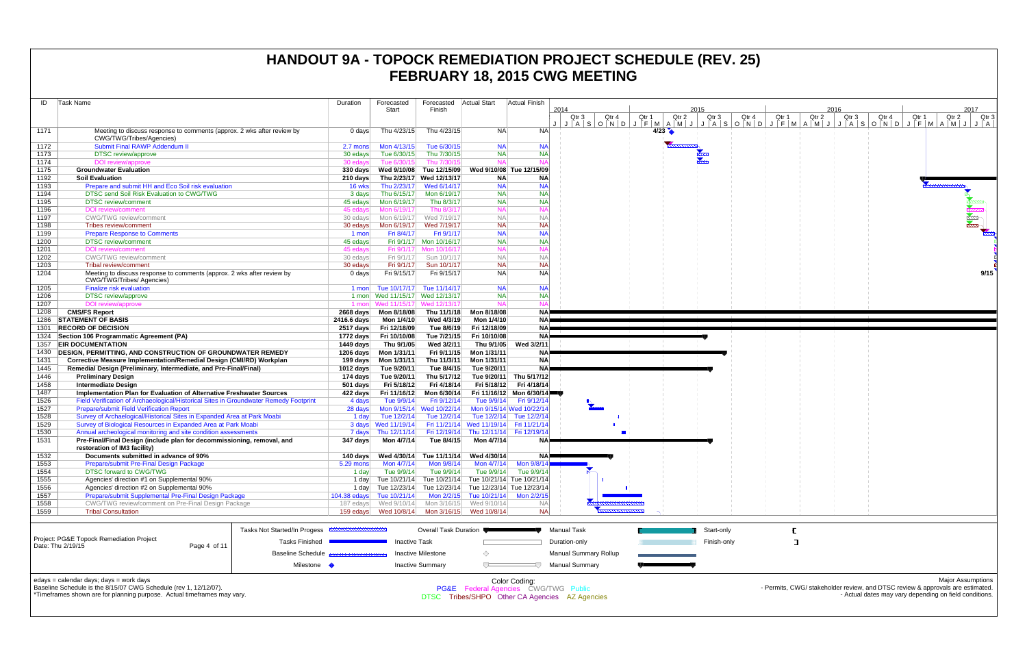# HANDOUT 9A - TOPOCK REMEDIATION PROJECT SCHEDULE (REV. 25)
# FEBRUARY 18, 2015 CWG MEETING

| ID | Task Name | Duration | Forecasted Start | Forecasted Finish | Actual Start | Actual Finish |
|---|---|---|---|---|---|---|
| 1171 | Meeting to discuss response to comments (approx. 2 wks after review by CWG/TWG/Tribes/Agencies) | 0 days | Thu 4/23/15 | Thu 4/23/15 | NA | NA |
| 1172 | Submit Final RAWP Addendum II | 2.7 mons | Mon 4/13/15 | Tue 6/30/15 | NA | NA |
| 1173 | DTSC review/approve | 30 edays | Tue 6/30/15 | Thu 7/30/15 | NA | NA |
| 1174 | DOI review/approve | 30 edays | Tue 6/30/15 | Thu 7/30/15 | NA | NA |
| 1175 | **Groundwater Evaluation** | **330 days** | **Wed 9/10/08** | **Tue 12/15/09** | **Wed 9/10/08** | **Tue 12/15/09** |
| 1192 | **Soil Evaluation** | **210 days** | **Thu 2/23/17** | **Wed 12/13/17** | **NA** | **NA** |
| 1193 | Prepare and submit HH and Eco Soil risk evaluation | 16 wks | Thu 2/23/17 | Wed 6/14/17 | NA | NA |
| 1194 | DTSC send Soil Risk Evaluation to CWG/TWG | 3 days | Thu 6/15/17 | Mon 6/19/17 | NA | NA |
| 1195 | DTSC review/comment | 45 edays | Mon 6/19/17 | Thu 8/3/17 | NA | NA |
| 1196 | DOI review/comment | 45 edays | Mon 6/19/17 | Thu 8/3/17 | NA | NA |
| 1197 | CWG/TWG review/comment | 30 edays | Mon 6/19/17 | Wed 7/19/17 | NA | NA |
| 1198 | Tribes review/comment | 30 edays | Mon 6/19/17 | Wed 7/19/17 | NA | NA |
| 1199 | Prepare Response to Comments | 1 mon | Fri 8/4/17 | Fri 9/1/17 | NA | NA |
| 1200 | DTSC review/comment | 45 edays | Fri 9/1/17 | Mon 10/16/17 | NA | NA |
| 1201 | DOI review/comment | 45 edays | Fri 9/1/17 | Mon 10/16/17 | NA | NA |
| 1202 | CWG/TWG review/comment | 30 edays | Fri 9/1/17 | Sun 10/1/17 | NA | NA |
| 1203 | Tribal review/comment | 30 edays | Fri 9/1/17 | Sun 10/1/17 | NA | NA |
| 1204 | Meeting to discuss response to comments (approx. 2 wks after review by CWG/TWG/Tribes/ Agencies) | 0 days | Fri 9/15/17 | Fri 9/15/17 | NA | NA |
| 1205 | Finalize risk evaluation | 1 mon | Tue 10/17/17 | Tue 11/14/17 | NA | NA |
| 1206 | DTSC review/approve | 1 mon | Wed 11/15/17 | Wed 12/13/17 | NA | NA |
| 1207 | DOI review/approve | 1 mon | Wed 11/15/17 | Wed 12/13/17 | NA | NA |
| 1208 | **CMS/FS Report** | **2668 days** | **Mon 8/18/08** | **Thu 11/1/18** | **Mon 8/18/08** | **NA** |
| 1286 | **STATEMENT OF BASIS** | **2416.6 days** | **Mon 1/4/10** | **Wed 4/3/19** | **Mon 1/4/10** | **NA** |
| 1301 | **RECORD OF DECISION** | **2517 days** | **Fri 12/18/09** | **Tue 8/6/19** | **Fri 12/18/09** | **NA** |
| 1324 | **Section 106 Programmatic Agreement (PA)** | **1772 days** | **Fri 10/10/08** | **Tue 7/21/15** | **Fri 10/10/08** | **NA** |
| 1357 | **EIR DOCUMENTATION** | **1449 days** | **Thu 9/1/05** | **Wed 3/2/11** | **Thu 9/1/05** | **Wed 3/2/11** |
| 1430 | **DESIGN, PERMITTING, AND CONSTRUCTION OF GROUNDWATER REMEDY** | **1206 days** | **Mon 1/31/11** | **Fri 9/11/15** | **Mon 1/31/11** | **NA** |
| 1431 | **Corrective Measure Implementation/Remedial Design (CMI/RD) Workplan** | **199 days** | **Mon 1/31/11** | **Thu 11/3/11** | **Mon 1/31/11** | **NA** |
| 1445 | **Remedial Design (Preliminary, Intermediate, and Pre-Final/Final)** | **1012 days** | **Tue 9/20/11** | **Tue 8/4/15** | **Tue 9/20/11** | **NA** |
| 1446 | **Preliminary Design** | **174 days** | **Tue 9/20/11** | **Thu 5/17/12** | **Tue 9/20/11** | **Thu 5/17/12** |
| 1458 | **Intermediate Design** | **501 days** | **Fri 5/18/12** | **Fri 4/18/14** | **Fri 5/18/12** | **Fri 4/18/14** |
| 1487 | **Implementation Plan for Evaluation of Alternative Freshwater Sources** | **422 days** | **Fri 11/16/12** | **Mon 6/30/14** | **Fri 11/16/12** | **Mon 6/30/14** |
| 1526 | Field Verification of Archaeological/Historical Sites in Groundwater Remedy Footprint | 4 days | Tue 9/9/14 | Fri 9/12/14 | Tue 9/9/14 | Fri 9/12/14 |
| 1527 | Prepare/submit Field Verification Report | 28 days | Mon 9/15/14 | Wed 10/22/14 | Mon 9/15/14 | Wed 10/22/14 |
| 1528 | Survey of Archaeological/Historical Sites in Expanded Area at Park Moabi | 1 day | Tue 12/2/14 | Tue 12/2/14 | Tue 12/2/14 | Tue 12/2/14 |
| 1529 | Survey of Biological Resources in Expanded Area at Park Moabi | 3 days | Wed 11/19/14 | Fri 11/21/14 | Wed 11/19/14 | Fri 11/21/14 |
| 1530 | Annual archeological monitoring and site condition assessments | 7 days | Thu 12/11/14 | Fri 12/19/14 | Thu 12/11/14 | Fri 12/19/14 |
| 1531 | **Pre-Final/Final Design (include plan for decommissioning, removal, and restoration of IM3 facility)** | **347 days** | **Mon 4/7/14** | **Tue 8/4/15** | **Mon 4/7/14** | **NA** |
| 1532 | **Documents submitted in advance of 90%** | **140 days** | **Wed 4/30/14** | **Tue 11/11/14** | **Wed 4/30/14** | **NA** |
| 1553 | Prepare/submit Pre-Final Design Package | 5.29 mons | Mon 4/7/14 | Mon 9/8/14 | Mon 4/7/14 | Mon 9/8/14 |
| 1554 | DTSC forward to CWG/TWG | 1 day | Tue 9/9/14 | Tue 9/9/14 | Tue 9/9/14 | Tue 9/9/14 |
| 1555 | Agencies' direction #1 on Supplemental 90% | 1 day | Tue 10/21/14 | Tue 10/21/14 | Tue 10/21/14 | Tue 10/21/14 |
| 1556 | Agencies' direction #2 on Supplemental 90% | 1 day | Tue 12/23/14 | Tue 12/23/14 | Tue 12/23/14 | Tue 12/23/14 |
| 1557 | Prepare/submit Supplemental Pre-Final Design Package | 104.38 edays | Tue 10/21/14 | Mon 2/2/15 | Tue 10/21/14 | Mon 2/2/15 |
| 1558 | CWG/TWG review/comment on Pre-Final Design Package | 187 edays | Wed 9/10/14 | Mon 3/16/15 | Wed 9/10/14 | NA |
| 1559 | Tribal Consultation | 159 edays | Wed 10/8/14 | Mon 3/16/15 | Wed 10/8/14 | NA |

Project: PG&E Topock Remediation Project
Date: Thu 2/19/15

Legend: Tasks Not Started/In Progess; Tasks Finished; Baseline Schedule; Milestone; Overall Task Duration; Inactive Task; Inactive Milestone; Inactive Summary; Manual Task; Duration-only; Manual Summary Rollup; Manual Summary; Start-only; Finish-only

edays = calendar days; days = work days
Baseline Schedule is the 8/15/07 CWG Schedule (rev 1, 12/12/07).
*Timeframes shown are for planning purpose. Actual timeframes may vary.

Color Coding:
PG&E Federal Agencies CWG/TWG Public
DTSC Tribes/SHPO Other CA Agencies AZ Agencies

Major Assumptions
- Permits, CWG/ stakeholder review, and DTSC review & approvals are estimated.
- Actual dates may vary depending on field conditions.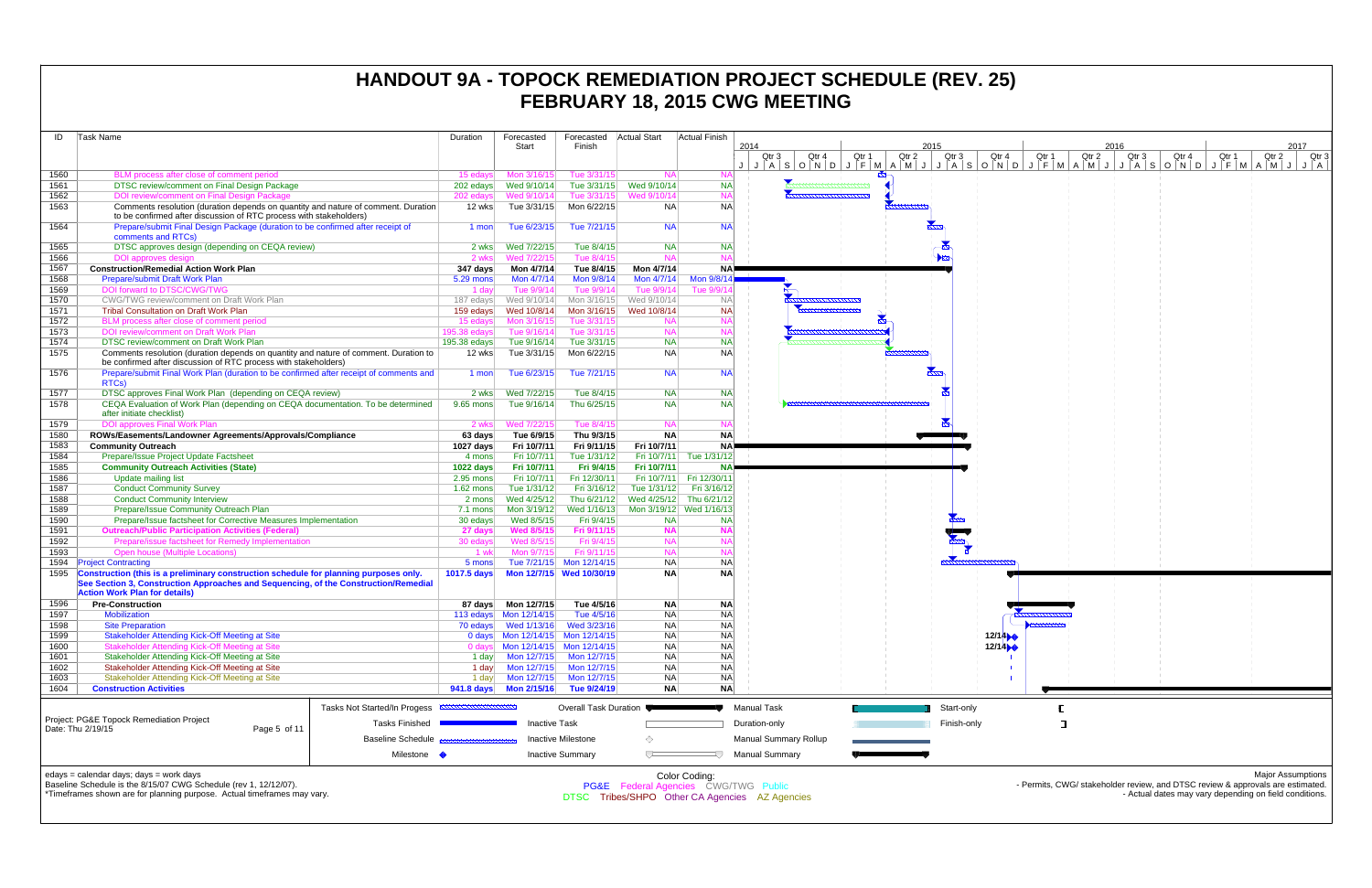# HANDOUT 9A - TOPOCK REMEDIATION PROJECT SCHEDULE (REV. 25)
## FEBRUARY 18, 2015 CWG MEETING

| ID | Task Name | Duration | Forecasted Start | Forecasted Finish | Actual Start | Actual Finish |
|---|---|---|---|---|---|---|
| 1560 | BLM process after close of comment period | 15 edays | Mon 3/16/15 | Tue 3/31/15 | NA | NA |
| 1561 | DTSC review/comment on Final Design Package | 202 edays | Wed 9/10/14 | Tue 3/31/15 | Wed 9/10/14 | NA |
| 1562 | DOI review/comment on Final Design Package | 202 edays | Wed 9/10/14 | Tue 3/31/15 | Wed 9/10/14 | NA |
| 1563 | Comments resolution (duration depends on quantity and nature of comment. Duration to be confirmed after discussion of RTC process with stakeholders) | 12 wks | Tue 3/31/15 | Mon 6/22/15 | NA | NA |
| 1564 | Prepare/submit Final Design Package (duration to be confirmed after receipt of comments and RTCs) | 1 mon | Tue 6/23/15 | Tue 7/21/15 | NA | NA |
| 1565 | DTSC approves design (depending on CEQA review) | 2 wks | Wed 7/22/15 | Tue 8/4/15 | NA | NA |
| 1566 | DOI approves design | 2 wks | Wed 7/22/15 | Tue 8/4/15 | NA | NA |
| 1567 | **Construction/Remedial Action Work Plan** | **347 days** | **Mon 4/7/14** | **Tue 8/4/15** | **Mon 4/7/14** | **NA** |
| 1568 | Prepare/submit Draft Work Plan | 5.29 mons | Mon 4/7/14 | Mon 9/8/14 | Mon 4/7/14 | Mon 9/8/14 |
| 1569 | DOI forward to DTSC/CWG/TWG | 1 day | Tue 9/9/14 | Tue 9/9/14 | Tue 9/9/14 | Tue 9/9/14 |
| 1570 | CWG/TWG review/comment on Draft Work Plan | 187 edays | Wed 9/10/14 | Mon 3/16/15 | Wed 9/10/14 | NA |
| 1571 | Tribal Consultation on Draft Work Plan | 159 edays | Wed 10/8/14 | Mon 3/16/15 | Wed 10/8/14 | NA |
| 1572 | BLM process after close of comment period | 15 edays | Mon 3/16/15 | Tue 3/31/15 | NA | NA |
| 1573 | DOI review/comment on Draft Work Plan | 195.38 edays | Tue 9/16/14 | Tue 3/31/15 | NA | NA |
| 1574 | DTSC review/comment on Draft Work Plan | 195.38 edays | Tue 9/16/14 | Tue 3/31/15 | NA | NA |
| 1575 | Comments resolution (duration depends on quantity and nature of comment. Duration to be confirmed after discussion of RTC process with stakeholders) | 12 wks | Tue 3/31/15 | Mon 6/22/15 | NA | NA |
| 1576 | Prepare/submit Final Work Plan (duration to be confirmed after receipt of comments and RTCs) | 1 mon | Tue 6/23/15 | Tue 7/21/15 | NA | NA |
| 1577 | DTSC approves Final Work Plan (depending on CEQA review) | 2 wks | Wed 7/22/15 | Tue 8/4/15 | NA | NA |
| 1578 | CEQA Evaluation of Work Plan (depending on CEQA documentation. To be determined after initiate checklist) | 9.65 mons | Tue 9/16/14 | Thu 6/25/15 | NA | NA |
| 1579 | DOI approves Final Work Plan | 2 wks | Wed 7/22/15 | Tue 8/4/15 | NA | NA |
| 1580 | **ROWs/Easements/Landowner Agreements/Approvals/Compliance** | **63 days** | **Tue 6/9/15** | **Thu 9/3/15** | **NA** | **NA** |
| 1583 | **Community Outreach** | **1027 days** | **Fri 10/7/11** | **Fri 9/11/15** | **Fri 10/7/11** | **NA** |
| 1584 | Prepare/Issue Project Update Factsheet | 4 mons | Fri 10/7/11 | Tue 1/31/12 | Fri 10/7/11 | Tue 1/31/12 |
| 1585 | **Community Outreach Activities (State)** | **1022 days** | **Fri 10/7/11** | **Fri 9/4/15** | **Fri 10/7/11** | **NA** |
| 1586 | Update mailing list | 2.95 mons | Fri 10/7/11 | Fri 12/30/11 | Fri 10/7/11 | Fri 12/30/11 |
| 1587 | Conduct Community Survey | 1.62 mons | Tue 1/31/12 | Fri 3/16/12 | Tue 1/31/12 | Fri 3/16/12 |
| 1588 | Conduct Community Interview | 2 mons | Wed 4/25/12 | Thu 6/21/12 | Wed 4/25/12 | Thu 6/21/12 |
| 1589 | Prepare/Issue Community Outreach Plan | 7.1 mons | Mon 3/19/12 | Wed 1/16/13 | Mon 3/19/12 | Wed 1/16/13 |
| 1590 | Prepare/Issue factsheet for Corrective Measures Implementation | 30 edays | Wed 8/5/15 | Fri 9/4/15 | NA | NA |
| 1591 | **Outreach/Public Participation Activities (Federal)** | **27 days** | **Wed 8/5/15** | **Fri 9/11/15** | **NA** | **NA** |
| 1592 | Prepare/issue factsheet for Remedy Implementation | 30 edays | Wed 8/5/15 | Fri 9/4/15 | NA | NA |
| 1593 | Open house (Multiple Locations) | 1 wk | Mon 9/7/15 | Fri 9/11/15 | NA | NA |
| 1594 | Project Contracting | 5 mons | Tue 7/21/15 | Mon 12/14/15 | NA | NA |
| 1595 | **Construction (this is a preliminary construction schedule for planning purposes only. See Section 3, Construction Approaches and Sequencing, of the Construction/Remedial Action Work Plan for details)** | **1017.5 days** | **Mon 12/7/15** | **Wed 10/30/19** | **NA** | **NA** |
| 1596 | **Pre-Construction** | **87 days** | **Mon 12/7/15** | **Tue 4/5/16** | **NA** | **NA** |
| 1597 | Mobilization | 113 edays | Mon 12/14/15 | Tue 4/5/16 | NA | NA |
| 1598 | Site Preparation | 70 edays | Wed 1/13/16 | Wed 3/23/16 | NA | NA |
| 1599 | Stakeholder Attending Kick-Off Meeting at Site | 0 days | Mon 12/14/15 | Mon 12/14/15 | NA | NA |
| 1600 | Stakeholder Attending Kick-Off Meeting at Site | 0 days | Mon 12/14/15 | Mon 12/14/15 | NA | NA |
| 1601 | Stakeholder Attending Kick-Off Meeting at Site | 1 day | Mon 12/7/15 | Mon 12/7/15 | NA | NA |
| 1602 | Stakeholder Attending Kick-Off Meeting at Site | 1 day | Mon 12/7/15 | Mon 12/7/15 | NA | NA |
| 1603 | Stakeholder Attending Kick-Off Meeting at Site | 1 day | Mon 12/7/15 | Mon 12/7/15 | NA | NA |
| 1604 | **Construction Activities** | **941.8 days** | **Mon 2/15/16** | **Tue 9/24/19** | **NA** | **NA** |

Project: PG&E Topock Remediation Project
Date: Thu 2/19/15

Legend: Tasks Not Started/In Progess; Tasks Finished; Baseline Schedule; Milestone; Overall Task Duration; Inactive Task; Inactive Milestone; Inactive Summary; Manual Task; Duration-only; Manual Summary Rollup; Manual Summary; Start-only; Finish-only

edays = calendar days; days = work days
Baseline Schedule is the 8/15/07 CWG Schedule (rev 1, 12/12/07).
*Timeframes shown are for planning purpose. Actual timeframes may vary.

Color Coding:
PG&E Federal Agencies CWG/TWG Public
DTSC Tribes/SHPO Other CA Agencies AZ Agencies

Major Assumptions
- Permits, CWG/ stakeholder review, and DTSC review & approvals are estimated.
- Actual dates may vary depending on field conditions.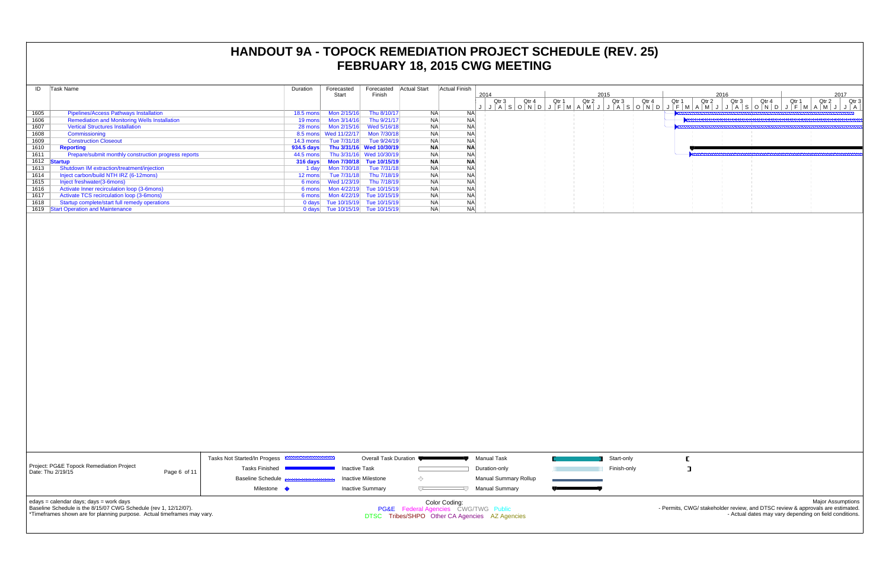# HANDOUT 9A - TOPOCK REMEDIATION PROJECT SCHEDULE (REV. 25)
# FEBRUARY 18, 2015 CWG MEETING

| ID | Task Name | Duration | Forecasted Start | Forecasted Finish | Actual Start | Actual Finish |
|---|---|---|---|---|---|---|
| 1605 | Pipelines/Access Pathways Installation | 18.5 mons | Mon 2/15/16 | Thu 8/10/17 | NA | NA |
| 1606 | Remediation and Monitoring Wells Installation | 19 mons | Mon 3/14/16 | Thu 9/21/17 | NA | NA |
| 1607 | Vertical Structures Installation | 28 mons | Mon 2/15/16 | Wed 5/16/18 | NA | NA |
| 1608 | Commissioning | 8.5 mons | Wed 11/22/17 | Mon 7/30/18 | NA | NA |
| 1609 | Construction Closeout | 14.3 mons | Tue 7/31/18 | Tue 9/24/19 | NA | NA |
| 1610 | **Reporting** | **934.5 days** | **Thu 3/31/16** | **Wed 10/30/19** | **NA** | **NA** |
| 1611 | Prepare/submit monthly construction progress reports | 44.5 mons | Thu 3/31/16 | Wed 10/30/19 | NA | NA |
| 1612 | **Startup** | **316 days** | **Mon 7/30/18** | **Tue 10/15/19** | **NA** | **NA** |
| 1613 | Shutdown IM extraction/treatment/injection | 1 day | Mon 7/30/18 | Tue 7/31/18 | NA | NA |
| 1614 | Inject carbon/build NTH IRZ (6-12mons) | 12 mons | Tue 7/31/18 | Thu 7/18/19 | NA | NA |
| 1615 | Inject freshwater(3-6mons) | 6 mons | Wed 1/23/19 | Thu 7/18/19 | NA | NA |
| 1616 | Activate Inner recirculation loop (3-6mons) | 6 mons | Mon 4/22/19 | Tue 10/15/19 | NA | NA |
| 1617 | Activate TCS recirculation loop (3-6mons) | 6 mons | Mon 4/22/19 | Tue 10/15/19 | NA | NA |
| 1618 | Startup complete/start full remedy operations | 0 days | Tue 10/15/19 | Tue 10/15/19 | NA | NA |
| 1619 | Start Operation and Maintenance | 0 days | Tue 10/15/19 | Tue 10/15/19 | NA | NA |

2014 Qtr 3 Qtr 4
2015 Qtr 1 Qtr 2 Qtr 3 Qtr 4
2016 Qtr 1 Qtr 2 Qtr 3 Qtr 4
2017 Qtr 1 Qtr 2 Qtr 3

Project: PG&E Topock Remediation Project
Date: Thu 2/19/15

Legend: Tasks Not Started/In Progess; Tasks Finished; Baseline Schedule; Milestone; Overall Task Duration; Inactive Task; Inactive Milestone; Inactive Summary; Manual Task; Duration-only; Manual Summary Rollup; Manual Summary; Start-only; Finish-only

edays = calendar days; days = work days
Baseline Schedule is the 8/15/07 CWG Schedule (rev 1, 12/12/07).
*Timeframes shown are for planning purpose. Actual timeframes may vary.

Color Coding:
PG&E Federal Agencies CWG/TWG Public
DTSC Tribes/SHPO Other CA Agencies AZ Agencies

Major Assumptions
- Permits, CWG/ stakeholder review, and DTSC review & approvals are estimated.
- Actual dates may vary depending on field conditions.